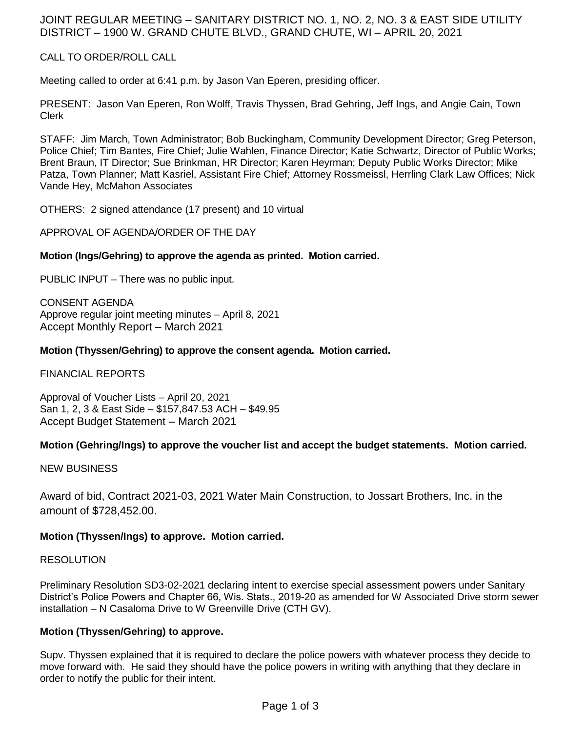# JOINT REGULAR MEETING – SANITARY DISTRICT NO. 1, NO. 2, NO. 3 & EAST SIDE UTILITY DISTRICT – 1900 W. GRAND CHUTE BLVD., GRAND CHUTE, WI – APRIL 20, 2021

CALL TO ORDER/ROLL CALL

Meeting called to order at 6:41 p.m. by Jason Van Eperen, presiding officer.

PRESENT: Jason Van Eperen, Ron Wolff, Travis Thyssen, Brad Gehring, Jeff Ings, and Angie Cain, Town Clerk

STAFF: Jim March, Town Administrator; Bob Buckingham, Community Development Director; Greg Peterson, Police Chief; Tim Bantes, Fire Chief; Julie Wahlen, Finance Director; Katie Schwartz, Director of Public Works; Brent Braun, IT Director; Sue Brinkman, HR Director; Karen Heyrman; Deputy Public Works Director; Mike Patza, Town Planner; Matt Kasriel, Assistant Fire Chief; Attorney Rossmeissl, Herrling Clark Law Offices; Nick Vande Hey, McMahon Associates

OTHERS: 2 signed attendance (17 present) and 10 virtual

APPROVAL OF AGENDA/ORDER OF THE DAY

**Motion (Ings/Gehring) to approve the agenda as printed. Motion carried.**

PUBLIC INPUT – There was no public input.

CONSENT AGENDA
Approve regular joint meeting minutes – April 8, 2021
Accept Monthly Report – March 2021

**Motion (Thyssen/Gehring) to approve the consent agenda. Motion carried.**

FINANCIAL REPORTS

Approval of Voucher Lists – April 20, 2021
San 1, 2, 3 & East Side – $157,847.53 ACH – $49.95
Accept Budget Statement – March 2021

**Motion (Gehring/Ings) to approve the voucher list and accept the budget statements. Motion carried.**

NEW BUSINESS

Award of bid, Contract 2021-03, 2021 Water Main Construction, to Jossart Brothers, Inc. in the amount of $728,452.00.

**Motion (Thyssen/Ings) to approve. Motion carried.**

RESOLUTION

Preliminary Resolution SD3-02-2021 declaring intent to exercise special assessment powers under Sanitary District's Police Powers and Chapter 66, Wis. Stats., 2019-20 as amended for W Associated Drive storm sewer installation – N Casaloma Drive to W Greenville Drive (CTH GV).

**Motion (Thyssen/Gehring) to approve.**

Supv. Thyssen explained that it is required to declare the police powers with whatever process they decide to move forward with. He said they should have the police powers in writing with anything that they declare in order to notify the public for their intent.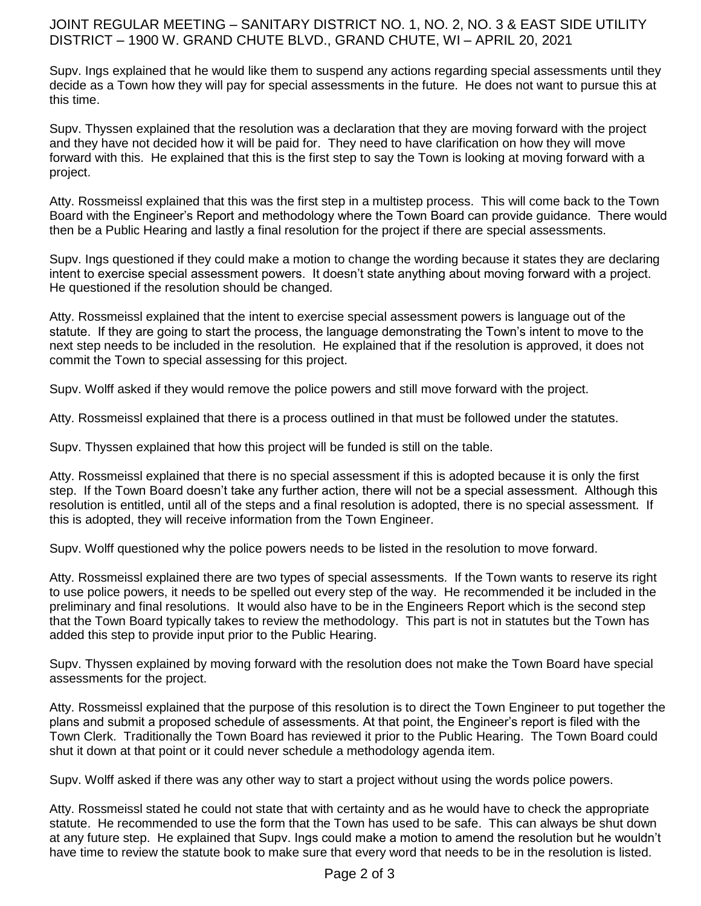Supv. Ings explained that he would like them to suspend any actions regarding special assessments until they decide as a Town how they will pay for special assessments in the future. He does not want to pursue this at this time.

Supv. Thyssen explained that the resolution was a declaration that they are moving forward with the project and they have not decided how it will be paid for. They need to have clarification on how they will move forward with this. He explained that this is the first step to say the Town is looking at moving forward with a project.

Atty. Rossmeissl explained that this was the first step in a multistep process. This will come back to the Town Board with the Engineer's Report and methodology where the Town Board can provide guidance. There would then be a Public Hearing and lastly a final resolution for the project if there are special assessments.

Supv. Ings questioned if they could make a motion to change the wording because it states they are declaring intent to exercise special assessment powers. It doesn't state anything about moving forward with a project. He questioned if the resolution should be changed.

Atty. Rossmeissl explained that the intent to exercise special assessment powers is language out of the statute. If they are going to start the process, the language demonstrating the Town's intent to move to the next step needs to be included in the resolution. He explained that if the resolution is approved, it does not commit the Town to special assessing for this project.

Supv. Wolff asked if they would remove the police powers and still move forward with the project.

Atty. Rossmeissl explained that there is a process outlined in that must be followed under the statutes.

Supv. Thyssen explained that how this project will be funded is still on the table.

Atty. Rossmeissl explained that there is no special assessment if this is adopted because it is only the first step. If the Town Board doesn't take any further action, there will not be a special assessment. Although this resolution is entitled, until all of the steps and a final resolution is adopted, there is no special assessment. If this is adopted, they will receive information from the Town Engineer.

Supv. Wolff questioned why the police powers needs to be listed in the resolution to move forward.

Atty. Rossmeissl explained there are two types of special assessments. If the Town wants to reserve its right to use police powers, it needs to be spelled out every step of the way. He recommended it be included in the preliminary and final resolutions. It would also have to be in the Engineers Report which is the second step that the Town Board typically takes to review the methodology. This part is not in statutes but the Town has added this step to provide input prior to the Public Hearing.

Supv. Thyssen explained by moving forward with the resolution does not make the Town Board have special assessments for the project.

Atty. Rossmeissl explained that the purpose of this resolution is to direct the Town Engineer to put together the plans and submit a proposed schedule of assessments. At that point, the Engineer's report is filed with the Town Clerk. Traditionally the Town Board has reviewed it prior to the Public Hearing. The Town Board could shut it down at that point or it could never schedule a methodology agenda item.

Supv. Wolff asked if there was any other way to start a project without using the words police powers.

Atty. Rossmeissl stated he could not state that with certainty and as he would have to check the appropriate statute. He recommended to use the form that the Town has used to be safe. This can always be shut down at any future step. He explained that Supv. Ings could make a motion to amend the resolution but he wouldn't have time to review the statute book to make sure that every word that needs to be in the resolution is listed.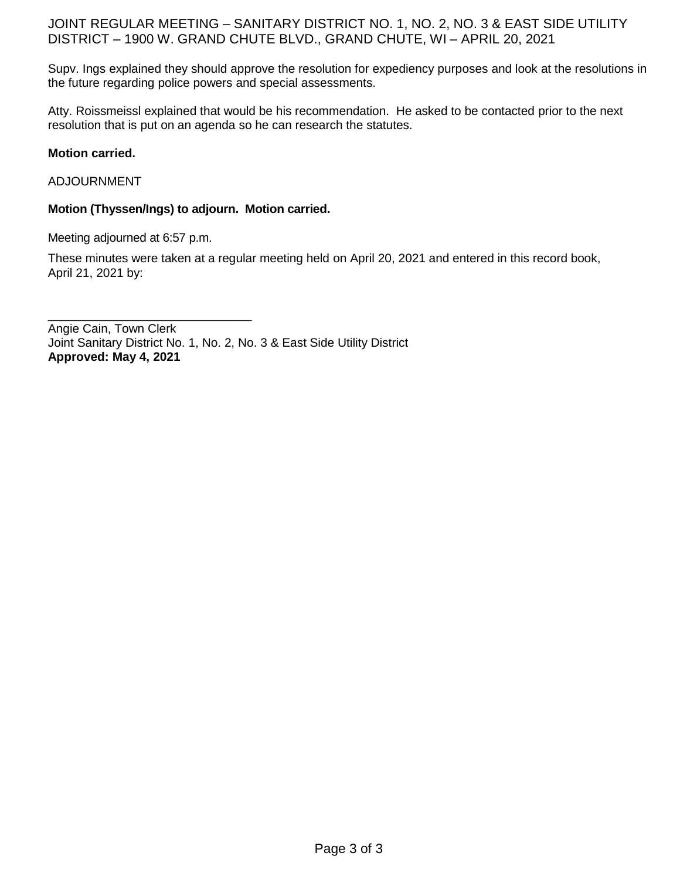Supv. Ings explained they should approve the resolution for expediency purposes and look at the resolutions in the future regarding police powers and special assessments.

Atty. Roissmeissl explained that would be his recommendation. He asked to be contacted prior to the next resolution that is put on an agenda so he can research the statutes.

**Motion carried.**

ADJOURNMENT

**Motion (Thyssen/Ings) to adjourn. Motion carried.**

Meeting adjourned at 6:57 p.m.

These minutes were taken at a regular meeting held on April 20, 2021 and entered in this record book, April 21, 2021 by:

\_\_\_\_\_\_\_\_\_\_\_\_\_\_\_\_\_\_\_\_\_\_\_\_\_\_\_\_\_\_

Angie Cain, Town Clerk
Joint Sanitary District No. 1, No. 2, No. 3 & East Side Utility District
**Approved: May 4, 2021**